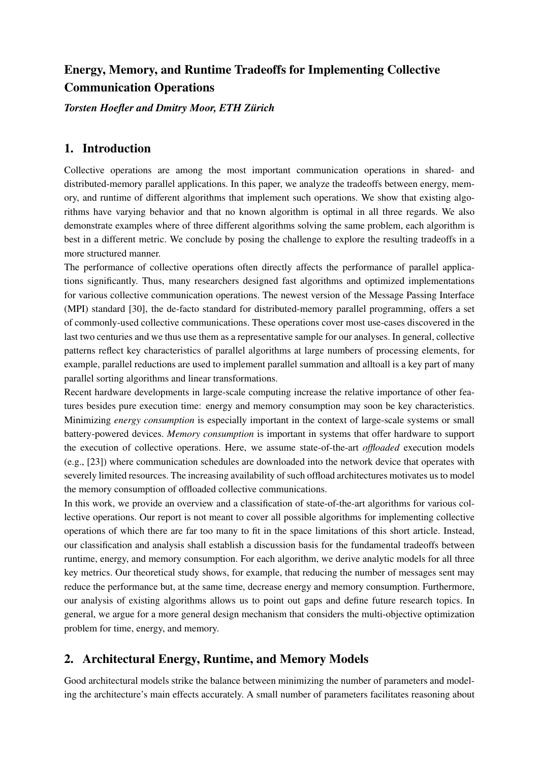## Energy, Memory, and Runtime Tradeoffs for Implementing Collective Communication Operations

***Torsten Hoefler and Dmitry Moor, ETH Zürich***

# 1. Introduction

Collective operations are among the most important communication operations in shared- and distributed-memory parallel applications. In this paper, we analyze the tradeoffs between energy, memory, and runtime of different algorithms that implement such operations. We show that existing algorithms have varying behavior and that no known algorithm is optimal in all three regards. We also demonstrate examples where of three different algorithms solving the same problem, each algorithm is best in a different metric. We conclude by posing the challenge to explore the resulting tradeoffs in a more structured manner.

The performance of collective operations often directly affects the performance of parallel applications significantly. Thus, many researchers designed fast algorithms and optimized implementations for various collective communication operations. The newest version of the Message Passing Interface (MPI) standard [30], the de-facto standard for distributed-memory parallel programming, offers a set of commonly-used collective communications. These operations cover most use-cases discovered in the last two centuries and we thus use them as a representative sample for our analyses. In general, collective patterns reflect key characteristics of parallel algorithms at large numbers of processing elements, for example, parallel reductions are used to implement parallel summation and alltoall is a key part of many parallel sorting algorithms and linear transformations.

Recent hardware developments in large-scale computing increase the relative importance of other features besides pure execution time: energy and memory consumption may soon be key characteristics. Minimizing *energy consumption* is especially important in the context of large-scale systems or small battery-powered devices. *Memory consumption* is important in systems that offer hardware to support the execution of collective operations. Here, we assume state-of-the-art *offloaded* execution models (e.g., [23]) where communication schedules are downloaded into the network device that operates with severely limited resources. The increasing availability of such offload architectures motivates us to model the memory consumption of offloaded collective communications.

In this work, we provide an overview and a classification of state-of-the-art algorithms for various collective operations. Our report is not meant to cover all possible algorithms for implementing collective operations of which there are far too many to fit in the space limitations of this short article. Instead, our classification and analysis shall establish a discussion basis for the fundamental tradeoffs between runtime, energy, and memory consumption. For each algorithm, we derive analytic models for all three key metrics. Our theoretical study shows, for example, that reducing the number of messages sent may reduce the performance but, at the same time, decrease energy and memory consumption. Furthermore, our analysis of existing algorithms allows us to point out gaps and define future research topics. In general, we argue for a more general design mechanism that considers the multi-objective optimization problem for time, energy, and memory.

# 2. Architectural Energy, Runtime, and Memory Models

Good architectural models strike the balance between minimizing the number of parameters and modeling the architecture's main effects accurately. A small number of parameters facilitates reasoning about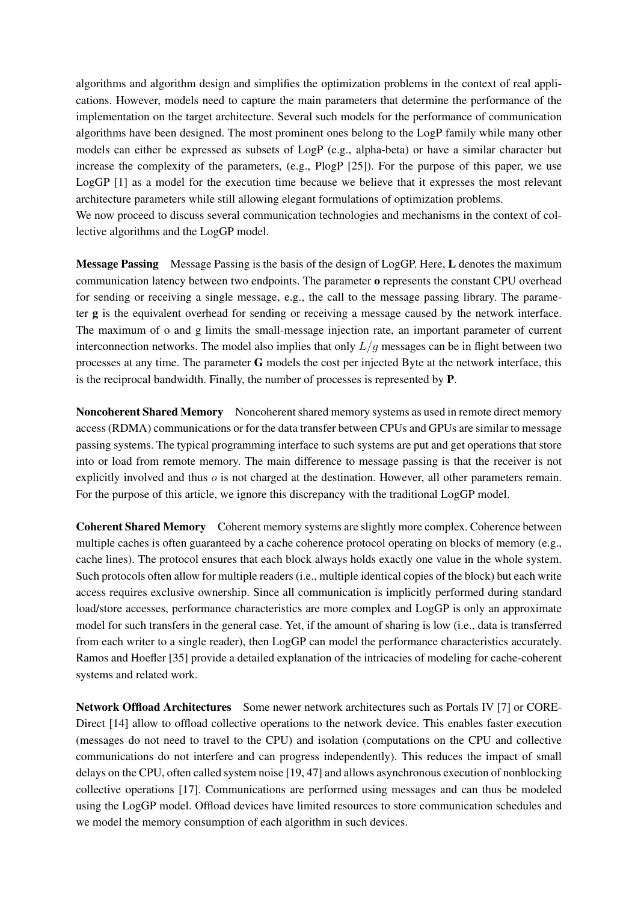algorithms and algorithm design and simplifies the optimization problems in the context of real applications. However, models need to capture the main parameters that determine the performance of the implementation on the target architecture. Several such models for the performance of communication algorithms have been designed. The most prominent ones belong to the LogP family while many other models can either be expressed as subsets of LogP (e.g., alpha-beta) or have a similar character but increase the complexity of the parameters, (e.g., PlogP [25]). For the purpose of this paper, we use LogGP [1] as a model for the execution time because we believe that it expresses the most relevant architecture parameters while still allowing elegant formulations of optimization problems.
We now proceed to discuss several communication technologies and mechanisms in the context of collective algorithms and the LogGP model.

**Message Passing** Message Passing is the basis of the design of LogGP. Here, **L** denotes the maximum communication latency between two endpoints. The parameter **o** represents the constant CPU overhead for sending or receiving a single message, e.g., the call to the message passing library. The parameter **g** is the equivalent overhead for sending or receiving a message caused by the network interface. The maximum of o and g limits the small-message injection rate, an important parameter of current interconnection networks. The model also implies that only $L/g$ messages can be in flight between two processes at any time. The parameter **G** models the cost per injected Byte at the network interface, this is the reciprocal bandwidth. Finally, the number of processes is represented by **P**.

**Noncoherent Shared Memory** Noncoherent shared memory systems as used in remote direct memory access (RDMA) communications or for the data transfer between CPUs and GPUs are similar to message passing systems. The typical programming interface to such systems are put and get operations that store into or load from remote memory. The main difference to message passing is that the receiver is not explicitly involved and thus $o$ is not charged at the destination. However, all other parameters remain. For the purpose of this article, we ignore this discrepancy with the traditional LogGP model.

**Coherent Shared Memory** Coherent memory systems are slightly more complex. Coherence between multiple caches is often guaranteed by a cache coherence protocol operating on blocks of memory (e.g., cache lines). The protocol ensures that each block always holds exactly one value in the whole system. Such protocols often allow for multiple readers (i.e., multiple identical copies of the block) but each write access requires exclusive ownership. Since all communication is implicitly performed during standard load/store accesses, performance characteristics are more complex and LogGP is only an approximate model for such transfers in the general case. Yet, if the amount of sharing is low (i.e., data is transferred from each writer to a single reader), then LogGP can model the performance characteristics accurately. Ramos and Hoefler [35] provide a detailed explanation of the intricacies of modeling for cache-coherent systems and related work.

**Network Offload Architectures** Some newer network architectures such as Portals IV [7] or CORE-Direct [14] allow to offload collective operations to the network device. This enables faster execution (messages do not need to travel to the CPU) and isolation (computations on the CPU and collective communications do not interfere and can progress independently). This reduces the impact of small delays on the CPU, often called system noise [19, 47] and allows asynchronous execution of nonblocking collective operations [17]. Communications are performed using messages and can thus be modeled using the LogGP model. Offload devices have limited resources to store communication schedules and we model the memory consumption of each algorithm in such devices.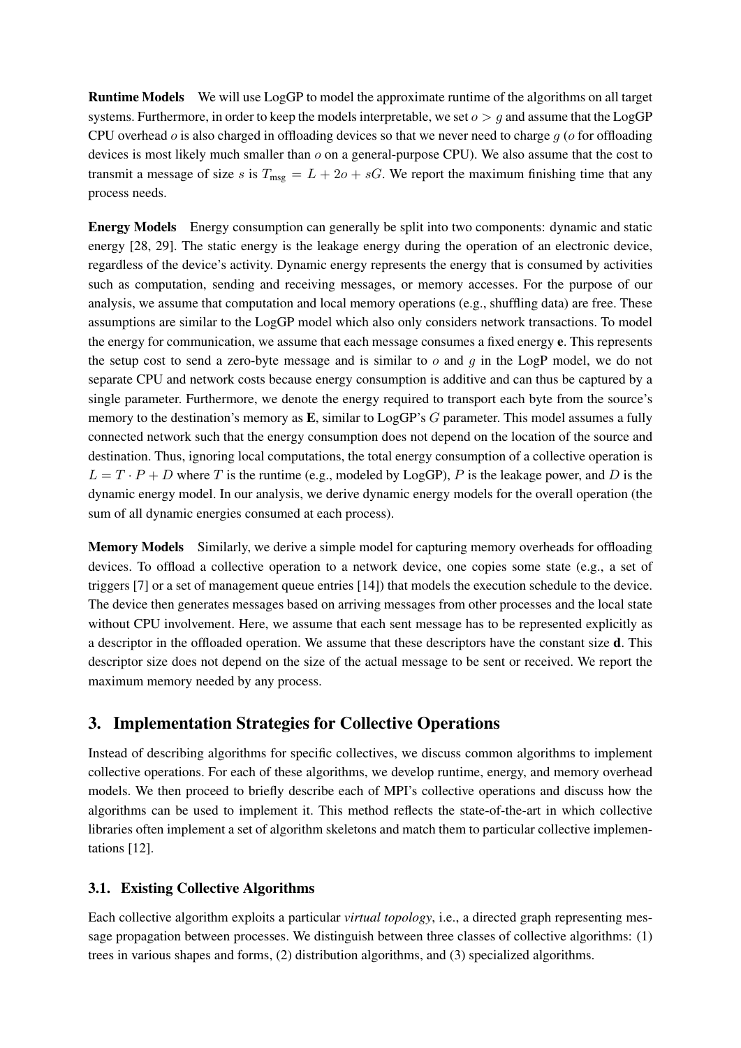**Runtime Models** We will use LogGP to model the approximate runtime of the algorithms on all target systems. Furthermore, in order to keep the models interpretable, we set $o > g$ and assume that the LogGP CPU overhead $o$ is also charged in offloading devices so that we never need to charge $g$ ($o$ for offloading devices is most likely much smaller than $o$ on a general-purpose CPU). We also assume that the cost to transmit a message of size $s$ is $T_{\text{msg}} = L + 2o + sG$. We report the maximum finishing time that any process needs.

**Energy Models** Energy consumption can generally be split into two components: dynamic and static energy [28, 29]. The static energy is the leakage energy during the operation of an electronic device, regardless of the device's activity. Dynamic energy represents the energy that is consumed by activities such as computation, sending and receiving messages, or memory accesses. For the purpose of our analysis, we assume that computation and local memory operations (e.g., shuffling data) are free. These assumptions are similar to the LogGP model which also only considers network transactions. To model the energy for communication, we assume that each message consumes a fixed energy **e**. This represents the setup cost to send a zero-byte message and is similar to $o$ and $g$ in the LogP model, we do not separate CPU and network costs because energy consumption is additive and can thus be captured by a single parameter. Furthermore, we denote the energy required to transport each byte from the source's memory to the destination's memory as **E**, similar to LogGP's $G$ parameter. This model assumes a fully connected network such that the energy consumption does not depend on the location of the source and destination. Thus, ignoring local computations, the total energy consumption of a collective operation is $L = T \cdot P + D$ where $T$ is the runtime (e.g., modeled by LogGP), $P$ is the leakage power, and $D$ is the dynamic energy model. In our analysis, we derive dynamic energy models for the overall operation (the sum of all dynamic energies consumed at each process).

**Memory Models** Similarly, we derive a simple model for capturing memory overheads for offloading devices. To offload a collective operation to a network device, one copies some state (e.g., a set of triggers [7] or a set of management queue entries [14]) that models the execution schedule to the device. The device then generates messages based on arriving messages from other processes and the local state without CPU involvement. Here, we assume that each sent message has to be represented explicitly as a descriptor in the offloaded operation. We assume that these descriptors have the constant size **d**. This descriptor size does not depend on the size of the actual message to be sent or received. We report the maximum memory needed by any process.

## 3. Implementation Strategies for Collective Operations

Instead of describing algorithms for specific collectives, we discuss common algorithms to implement collective operations. For each of these algorithms, we develop runtime, energy, and memory overhead models. We then proceed to briefly describe each of MPI's collective operations and discuss how the algorithms can be used to implement it. This method reflects the state-of-the-art in which collective libraries often implement a set of algorithm skeletons and match them to particular collective implementations [12].

### 3.1. Existing Collective Algorithms

Each collective algorithm exploits a particular *virtual topology*, i.e., a directed graph representing message propagation between processes. We distinguish between three classes of collective algorithms: (1) trees in various shapes and forms, (2) distribution algorithms, and (3) specialized algorithms.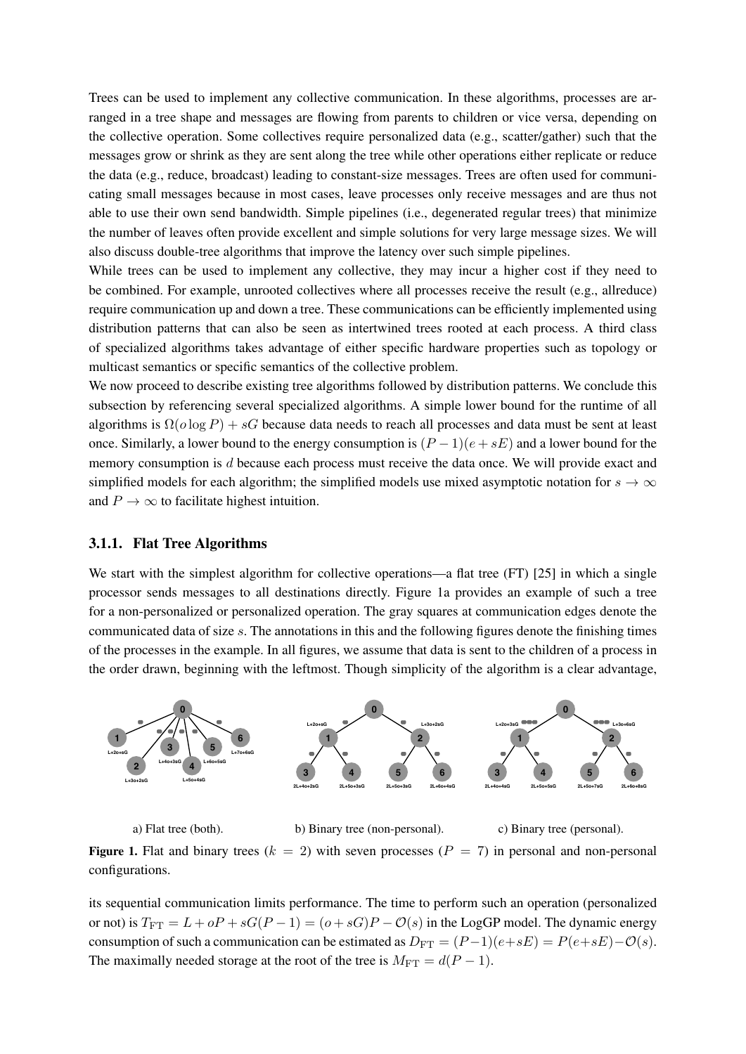Trees can be used to implement any collective communication. In these algorithms, processes are arranged in a tree shape and messages are flowing from parents to children or vice versa, depending on the collective operation. Some collectives require personalized data (e.g., scatter/gather) such that the messages grow or shrink as they are sent along the tree while other operations either replicate or reduce the data (e.g., reduce, broadcast) leading to constant-size messages. Trees are often used for communicating small messages because in most cases, leave processes only receive messages and are thus not able to use their own send bandwidth. Simple pipelines (i.e., degenerated regular trees) that minimize the number of leaves often provide excellent and simple solutions for very large message sizes. We will also discuss double-tree algorithms that improve the latency over such simple pipelines.

While trees can be used to implement any collective, they may incur a higher cost if they need to be combined. For example, unrooted collectives where all processes receive the result (e.g., allreduce) require communication up and down a tree. These communications can be efficiently implemented using distribution patterns that can also be seen as intertwined trees rooted at each process. A third class of specialized algorithms takes advantage of either specific hardware properties such as topology or multicast semantics or specific semantics of the collective problem.

We now proceed to describe existing tree algorithms followed by distribution patterns. We conclude this subsection by referencing several specialized algorithms. A simple lower bound for the runtime of all algorithms is $\Omega(o \log P) + sG$ because data needs to reach all processes and data must be sent at least once. Similarly, a lower bound to the energy consumption is $(P-1)(e+sE)$ and a lower bound for the memory consumption is $d$ because each process must receive the data once. We will provide exact and simplified models for each algorithm; the simplified models use mixed asymptotic notation for $s \to \infty$ and $P \to \infty$ to facilitate highest intuition.

### 3.1.1. Flat Tree Algorithms

We start with the simplest algorithm for collective operations—a flat tree (FT) [25] in which a single processor sends messages to all destinations directly. Figure 1a provides an example of such a tree for a non-personalized or personalized operation. The gray squares at communication edges denote the communicated data of size $s$. The annotations in this and the following figures denote the finishing times of the processes in the example. In all figures, we assume that data is sent to the children of a process in the order drawn, beginning with the leftmost. Though simplicity of the algorithm is a clear advantage,

a) Flat tree (both). b) Binary tree (non-personal). c) Binary tree (personal).

**Figure 1.** Flat and binary trees ($k = 2$) with seven processes ($P = 7$) in personal and non-personal configurations.

its sequential communication limits performance. The time to perform such an operation (personalized or not) is $T_{\mathrm{FT}} = L + oP + sG(P-1) = (o+sG)P - \mathcal{O}(s)$ in the LogGP model. The dynamic energy consumption of such a communication can be estimated as $D_{\mathrm{FT}} = (P-1)(e+sE) = P(e+sE) - \mathcal{O}(s)$. The maximally needed storage at the root of the tree is $M_{\mathrm{FT}} = d(P-1)$.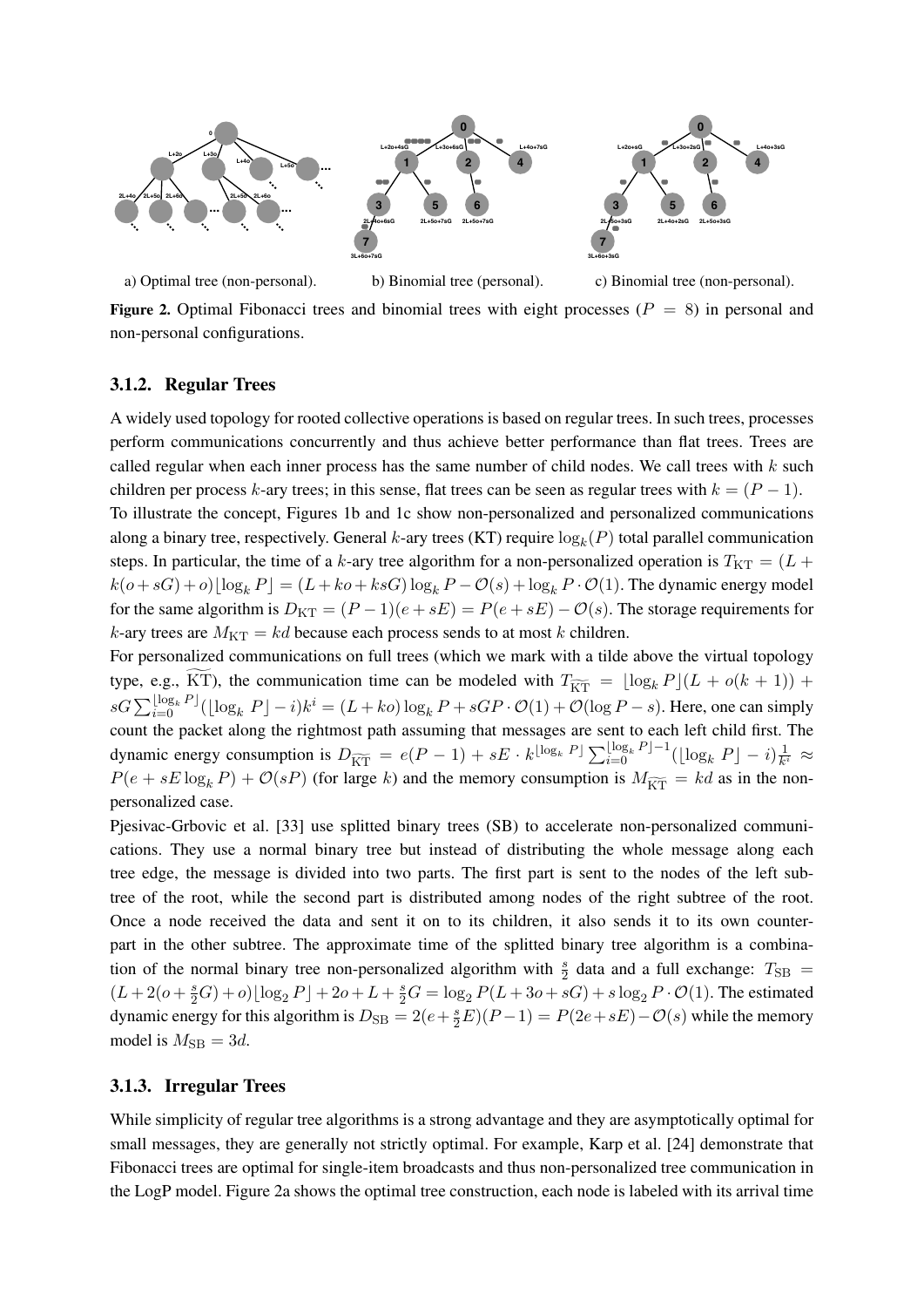a) Optimal tree (non-personal). b) Binomial tree (personal). c) Binomial tree (non-personal).

**Figure 2.** Optimal Fibonacci trees and binomial trees with eight processes ($P = 8$) in personal and non-personal configurations.

### 3.1.2. Regular Trees

A widely used topology for rooted collective operations is based on regular trees. In such trees, processes perform communications concurrently and thus achieve better performance than flat trees. Trees are called regular when each inner process has the same number of child nodes. We call trees with $k$ such children per process $k$-ary trees; in this sense, flat trees can be seen as regular trees with $k = (P-1)$.

To illustrate the concept, Figures 1b and 1c show non-personalized and personalized communications along a binary tree, respectively. General $k$-ary trees (KT) require $\log_k(P)$ total parallel communication steps. In particular, the time of a $k$-ary tree algorithm for a non-personalized operation is $T_{\mathrm{KT}} = (L + k(o+sG)+o)\lfloor \log_k P \rfloor = (L + ko + ksG)\log_k P - \mathcal{O}(s) + \log_k P \cdot \mathcal{O}(1)$. The dynamic energy model for the same algorithm is $D_{\mathrm{KT}} = (P-1)(e+sE) = P(e+sE) - \mathcal{O}(s)$. The storage requirements for $k$-ary trees are $M_{\mathrm{KT}} = kd$ because each process sends to at most $k$ children.

For personalized communications on full trees (which we mark with a tilde above the virtual topology type, e.g., $\widetilde{\mathrm{KT}}$), the communication time can be modeled with $T_{\widetilde{\mathrm{KT}}} = \lfloor \log_k P \rfloor (L + o(k+1)) + sG\sum_{i=0}^{\lfloor \log_k P \rfloor}(\lfloor \log_k P \rfloor - i)k^i = (L+ko)\log_k P + sGP \cdot \mathcal{O}(1) + \mathcal{O}(\log P - s)$. Here, one can simply count the packet along the rightmost path assuming that messages are sent to each left child first. The dynamic energy consumption is $D_{\widetilde{\mathrm{KT}}} = e(P-1) + sE \cdot k^{\lfloor \log_k P \rfloor}\sum_{i=0}^{\lfloor \log_k P \rfloor - 1}(\lfloor \log_k P \rfloor - i)\frac{1}{k^i} \approx P(e + sE\log_k P) + \mathcal{O}(sP)$ (for large $k$) and the memory consumption is $M_{\widetilde{\mathrm{KT}}} = kd$ as in the non-personalized case.

Pjesivac-Grbovic et al. [33] use splitted binary trees (SB) to accelerate non-personalized communications. They use a normal binary tree but instead of distributing the whole message along each tree edge, the message is divided into two parts. The first part is sent to the nodes of the left subtree of the root, while the second part is distributed among nodes of the right subtree of the root. Once a node received the data and sent it on to its children, it also sends it to its own counterpart in the other subtree. The approximate time of the splitted binary tree algorithm is a combination of the normal binary tree non-personalized algorithm with $\frac{s}{2}$ data and a full exchange: $T_{\mathrm{SB}} = (L + 2(o + \frac{s}{2}G) + o)\lfloor \log_2 P \rfloor + 2o + L + \frac{s}{2}G = \log_2 P(L + 3o + sG) + s\log_2 P \cdot \mathcal{O}(1)$. The estimated dynamic energy for this algorithm is $D_{\mathrm{SB}} = 2(e + \frac{s}{2}E)(P-1) = P(2e + sE) - \mathcal{O}(s)$ while the memory model is $M_{\mathrm{SB}} = 3d$.

### 3.1.3. Irregular Trees

While simplicity of regular tree algorithms is a strong advantage and they are asymptotically optimal for small messages, they are generally not strictly optimal. For example, Karp et al. [24] demonstrate that Fibonacci trees are optimal for single-item broadcasts and thus non-personalized tree communication in the LogP model. Figure 2a shows the optimal tree construction, each node is labeled with its arrival time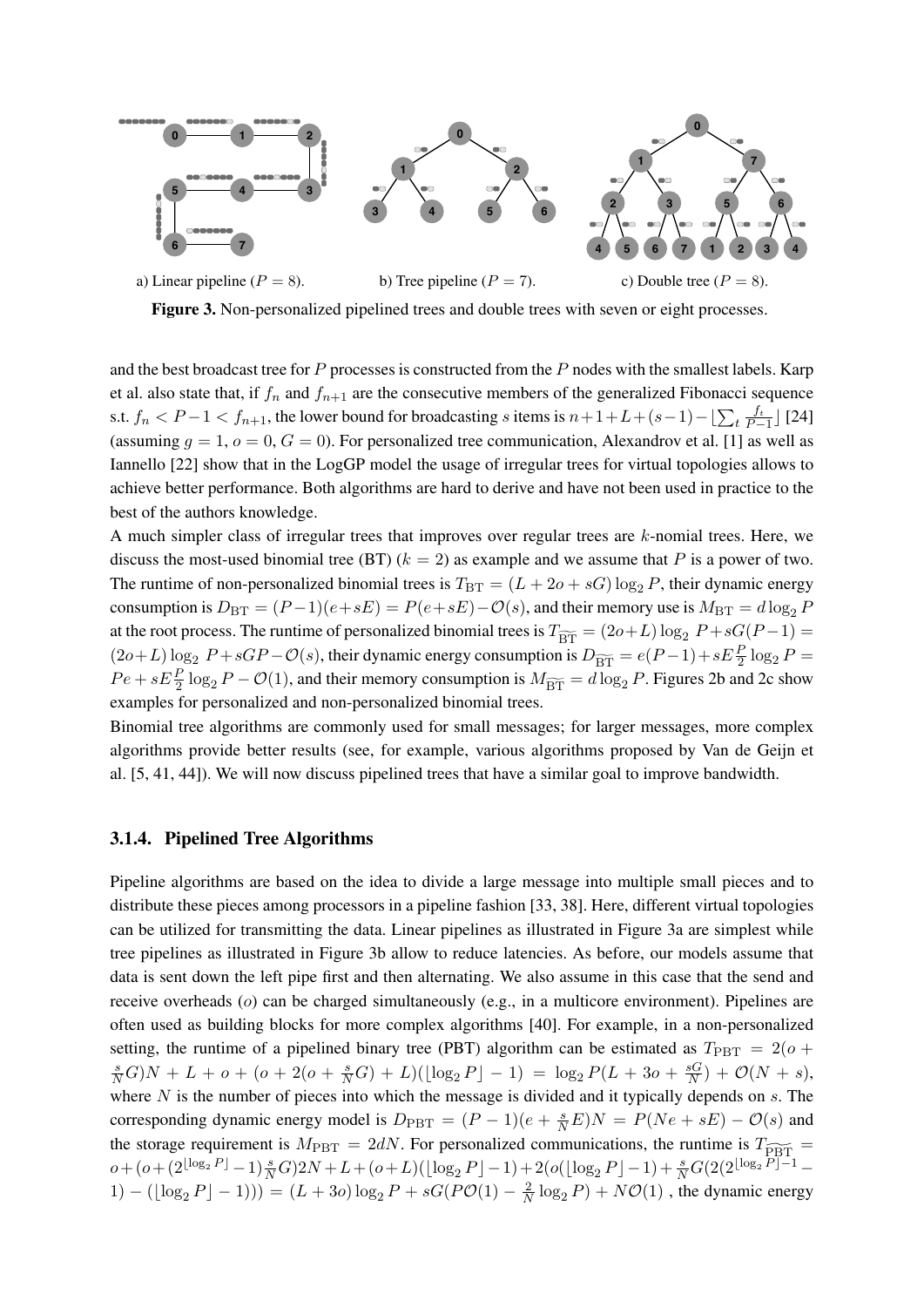a) Linear pipeline ($P = 8$). b) Tree pipeline ($P = 7$). c) Double tree ($P = 8$).

**Figure 3.** Non-personalized pipelined trees and double trees with seven or eight processes.

and the best broadcast tree for $P$ processes is constructed from the $P$ nodes with the smallest labels. Karp et al. also state that, if $f_n$ and $f_{n+1}$ are the consecutive members of the generalized Fibonacci sequence s.t. $f_n < P-1 < f_{n+1}$, the lower bound for broadcasting $s$ items is $n+1+L+(s-1)-\lfloor\sum_t \frac{f_t}{P-1}\rfloor$ [24] (assuming $g = 1$, $o = 0$, $G = 0$). For personalized tree communication, Alexandrov et al. [1] as well as Iannello [22] show that in the LogGP model the usage of irregular trees for virtual topologies allows to achieve better performance. Both algorithms are hard to derive and have not been used in practice to the best of the authors knowledge.

A much simpler class of irregular trees that improves over regular trees are $k$-nomial trees. Here, we discuss the most-used binomial tree (BT) ($k = 2$) as example and we assume that $P$ is a power of two. The runtime of non-personalized binomial trees is $T_{\mathrm{BT}} = (L + 2o + sG)\log_2 P$, their dynamic energy consumption is $D_{\mathrm{BT}} = (P-1)(e+sE) = P(e+sE)-\mathcal{O}(s)$, and their memory use is $M_{\mathrm{BT}} = d\log_2 P$ at the root process. The runtime of personalized binomial trees is $T_{\widetilde{\mathrm{BT}}} = (2o+L)\log_2 P+sG(P-1) = (2o+L)\log_2 P+sGP-\mathcal{O}(s)$, their dynamic energy consumption is $D_{\widetilde{\mathrm{BT}}} = e(P-1)+sE\frac{P}{2}\log_2 P = Pe+sE\frac{P}{2}\log_2 P-\mathcal{O}(1)$, and their memory consumption is $M_{\widetilde{\mathrm{BT}}} = d\log_2 P$. Figures 2b and 2c show examples for personalized and non-personalized binomial trees.

Binomial tree algorithms are commonly used for small messages; for larger messages, more complex algorithms provide better results (see, for example, various algorithms proposed by Van de Geijn et al. [5, 41, 44]). We will now discuss pipelined trees that have a similar goal to improve bandwidth.

### 3.1.4. Pipelined Tree Algorithms

Pipeline algorithms are based on the idea to divide a large message into multiple small pieces and to distribute these pieces among processors in a pipeline fashion [33, 38]. Here, different virtual topologies can be utilized for transmitting the data. Linear pipelines as illustrated in Figure 3a are simplest while tree pipelines as illustrated in Figure 3b allow to reduce latencies. As before, our models assume that data is sent down the left pipe first and then alternating. We also assume in this case that the send and receive overheads ($o$) can be charged simultaneously (e.g., in a multicore environment). Pipelines are often used as building blocks for more complex algorithms [40]. For example, in a non-personalized setting, the runtime of a pipelined binary tree (PBT) algorithm can be estimated as $T_{\mathrm{PBT}} = 2(o+\frac{s}{N}G)N + L + o + (o + 2(o + \frac{s}{N}G) + L)(\lfloor\log_2 P\rfloor - 1) = \log_2 P(L + 3o + \frac{sG}{N}) + \mathcal{O}(N + s)$, where $N$ is the number of pieces into which the message is divided and it typically depends on $s$. The corresponding dynamic energy model is $D_{\mathrm{PBT}} = (P-1)(e + \frac{s}{N}E)N = P(Ne + sE) - \mathcal{O}(s)$ and the storage requirement is $M_{\mathrm{PBT}} = 2dN$. For personalized communications, the runtime is $T_{\widetilde{\mathrm{PBT}}} = o+(o+(2^{\lfloor\log_2 P\rfloor}-1)\frac{s}{N}G)2N+L+(o+L)(\lfloor\log_2 P\rfloor-1)+2(o(\lfloor\log_2 P\rfloor-1)+\frac{s}{N}G(2(2^{\lfloor\log_2 P\rfloor-1}-1)-(\lfloor\log_2 P\rfloor-1))) = (L+3o)\log_2 P + sG(P\mathcal{O}(1) - \frac{2}{N}\log_2 P) + N\mathcal{O}(1)$ , the dynamic energy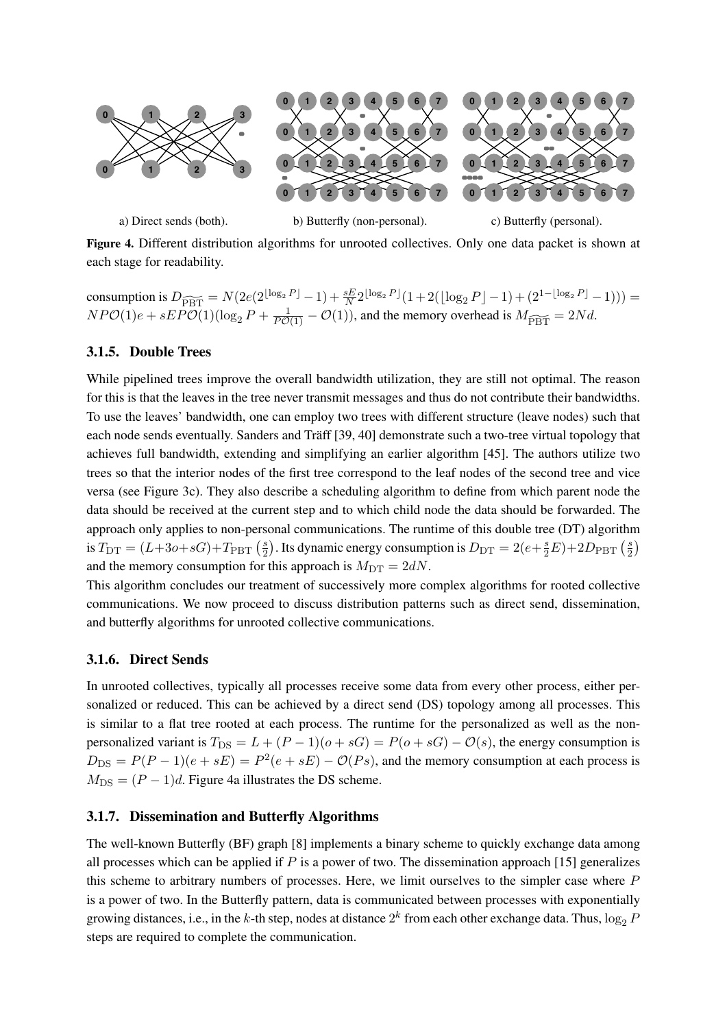a) Direct sends (both). b) Butterfly (non-personal). c) Butterfly (personal).

**Figure 4.** Different distribution algorithms for unrooted collectives. Only one data packet is shown at each stage for readability.

consumption is $D_{\widetilde{\text{PBT}}} = N(2e(2^{\lfloor \log_2 P \rfloor} - 1) + \frac{sE}{N} 2^{\lfloor \log_2 P \rfloor}(1 + 2(\lfloor \log_2 P \rfloor - 1) + (2^{1-\lfloor \log_2 P \rfloor} - 1))) = NP\mathcal{O}(1)e + sEP\mathcal{O}(1)(\log_2 P + \frac{1}{P\mathcal{O}(1)} - \mathcal{O}(1))$, and the memory overhead is $M_{\widetilde{\text{PBT}}} = 2Nd$.

### 3.1.5. Double Trees

While pipelined trees improve the overall bandwidth utilization, they are still not optimal. The reason for this is that the leaves in the tree never transmit messages and thus do not contribute their bandwidths. To use the leaves' bandwidth, one can employ two trees with different structure (leave nodes) such that each node sends eventually. Sanders and Träff [39, 40] demonstrate such a two-tree virtual topology that achieves full bandwidth, extending and simplifying an earlier algorithm [45]. The authors utilize two trees so that the interior nodes of the first tree correspond to the leaf nodes of the second tree and vice versa (see Figure 3c). They also describe a scheduling algorithm to define from which parent node the data should be received at the current step and to which child node the data should be forwarded. The approach only applies to non-personal communications. The runtime of this double tree (DT) algorithm is $T_{\text{DT}} = (L+3o+sG)+T_{\text{PBT}}\left(\frac{s}{2}\right)$. Its dynamic energy consumption is $D_{\text{DT}} = 2(e+\frac{s}{2}E)+2D_{\text{PBT}}\left(\frac{s}{2}\right)$ and the memory consumption for this approach is $M_{\text{DT}} = 2dN$.

This algorithm concludes our treatment of successively more complex algorithms for rooted collective communications. We now proceed to discuss distribution patterns such as direct send, dissemination, and butterfly algorithms for unrooted collective communications.

### 3.1.6. Direct Sends

In unrooted collectives, typically all processes receive some data from every other process, either personalized or reduced. This can be achieved by a direct send (DS) topology among all processes. This is similar to a flat tree rooted at each process. The runtime for the personalized as well as the non-personalized variant is $T_{\text{DS}} = L + (P-1)(o+sG) = P(o+sG) - \mathcal{O}(s)$, the energy consumption is $D_{\text{DS}} = P(P-1)(e+sE) = P^2(e+sE) - \mathcal{O}(Ps)$, and the memory consumption at each process is $M_{\text{DS}} = (P-1)d$. Figure 4a illustrates the DS scheme.

### 3.1.7. Dissemination and Butterfly Algorithms

The well-known Butterfly (BF) graph [8] implements a binary scheme to quickly exchange data among all processes which can be applied if $P$ is a power of two. The dissemination approach [15] generalizes this scheme to arbitrary numbers of processes. Here, we limit ourselves to the simpler case where $P$ is a power of two. In the Butterfly pattern, data is communicated between processes with exponentially growing distances, i.e., in the $k$-th step, nodes at distance $2^k$ from each other exchange data. Thus, $\log_2 P$ steps are required to complete the communication.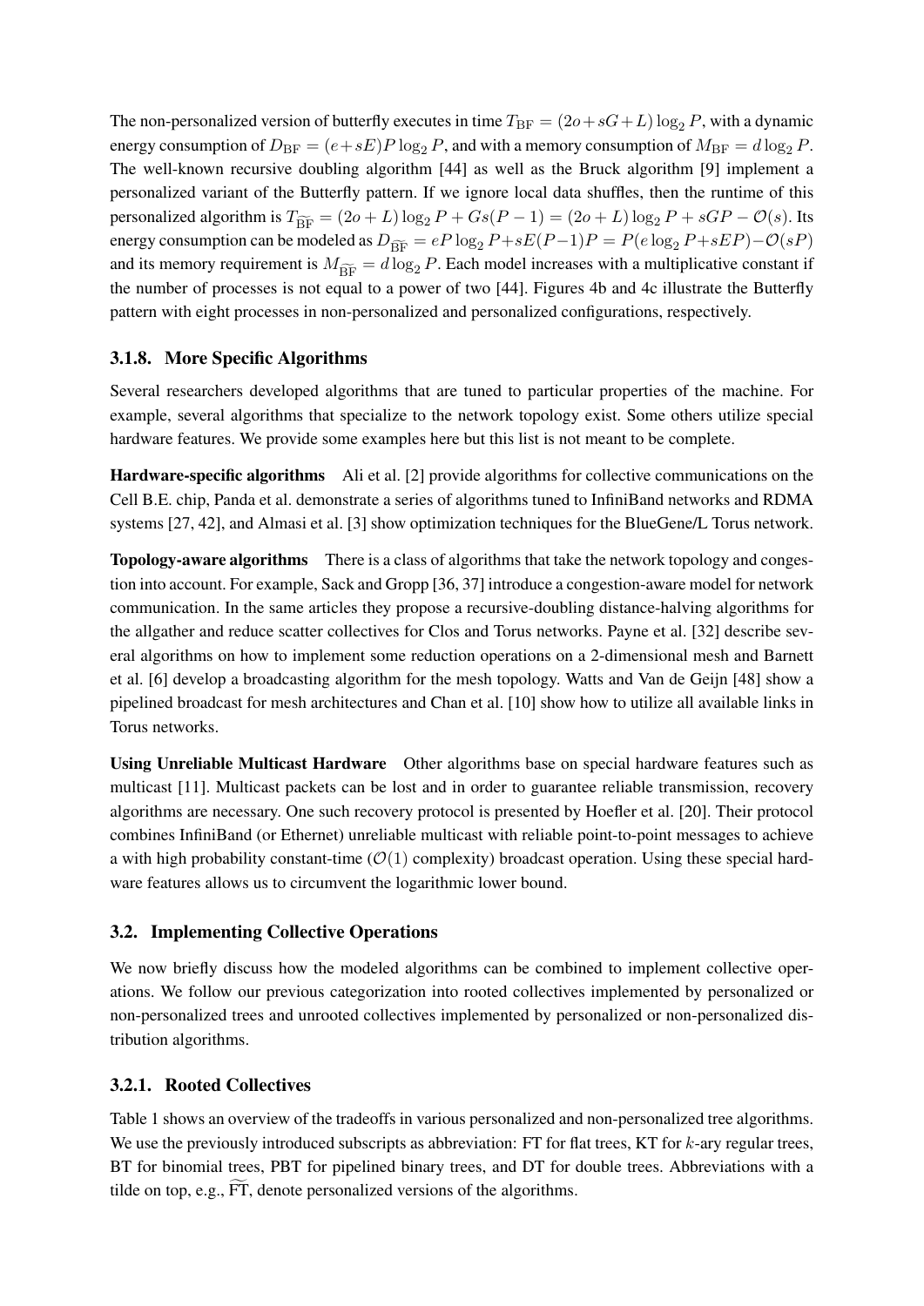The non-personalized version of butterfly executes in time $T_{\text{BF}} = (2o+sG+L)\log_2 P$, with a dynamic energy consumption of $D_{\text{BF}} = (e+sE)P\log_2 P$, and with a memory consumption of $M_{\text{BF}} = d\log_2 P$. The well-known recursive doubling algorithm [44] as well as the Bruck algorithm [9] implement a personalized variant of the Butterfly pattern. If we ignore local data shuffles, then the runtime of this personalized algorithm is $T_{\widetilde{\text{BF}}} = (2o+L)\log_2 P + Gs(P-1) = (2o+L)\log_2 P + sGP - \mathcal{O}(s)$. Its energy consumption can be modeled as $D_{\widetilde{\text{BF}}} = eP\log_2 P + sE(P-1)P = P(e\log_2 P + sEP) - \mathcal{O}(sP)$ and its memory requirement is $M_{\widetilde{\text{BF}}} = d\log_2 P$. Each model increases with a multiplicative constant if the number of processes is not equal to a power of two [44]. Figures 4b and 4c illustrate the Butterfly pattern with eight processes in non-personalized and personalized configurations, respectively.

### 3.1.8. More Specific Algorithms

Several researchers developed algorithms that are tuned to particular properties of the machine. For example, several algorithms that specialize to the network topology exist. Some others utilize special hardware features. We provide some examples here but this list is not meant to be complete.

**Hardware-specific algorithms** Ali et al. [2] provide algorithms for collective communications on the Cell B.E. chip, Panda et al. demonstrate a series of algorithms tuned to InfiniBand networks and RDMA systems [27, 42], and Almasi et al. [3] show optimization techniques for the BlueGene/L Torus network.

**Topology-aware algorithms** There is a class of algorithms that take the network topology and congestion into account. For example, Sack and Gropp [36, 37] introduce a congestion-aware model for network communication. In the same articles they propose a recursive-doubling distance-halving algorithms for the allgather and reduce scatter collectives for Clos and Torus networks. Payne et al. [32] describe several algorithms on how to implement some reduction operations on a 2-dimensional mesh and Barnett et al. [6] develop a broadcasting algorithm for the mesh topology. Watts and Van de Geijn [48] show a pipelined broadcast for mesh architectures and Chan et al. [10] show how to utilize all available links in Torus networks.

**Using Unreliable Multicast Hardware** Other algorithms base on special hardware features such as multicast [11]. Multicast packets can be lost and in order to guarantee reliable transmission, recovery algorithms are necessary. One such recovery protocol is presented by Hoefler et al. [20]. Their protocol combines InfiniBand (or Ethernet) unreliable multicast with reliable point-to-point messages to achieve a with high probability constant-time ($\mathcal{O}(1)$ complexity) broadcast operation. Using these special hardware features allows us to circumvent the logarithmic lower bound.

## 3.2. Implementing Collective Operations

We now briefly discuss how the modeled algorithms can be combined to implement collective operations. We follow our previous categorization into rooted collectives implemented by personalized or non-personalized trees and unrooted collectives implemented by personalized or non-personalized distribution algorithms.

### 3.2.1. Rooted Collectives

Table 1 shows an overview of the tradeoffs in various personalized and non-personalized tree algorithms. We use the previously introduced subscripts as abbreviation: FT for flat trees, KT for $k$-ary regular trees, BT for binomial trees, PBT for pipelined binary trees, and DT for double trees. Abbreviations with a tilde on top, e.g., $\widetilde{\text{FT}}$, denote personalized versions of the algorithms.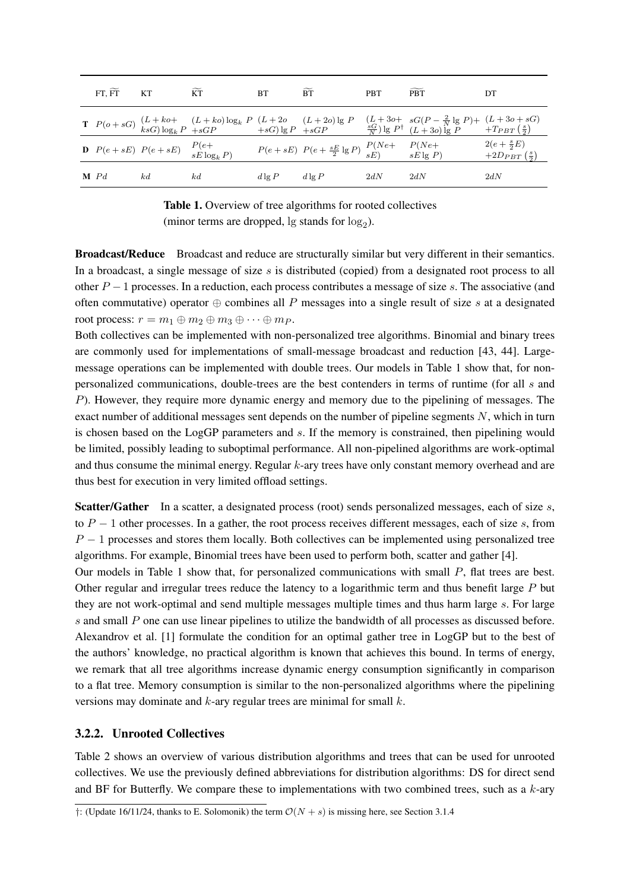|  | FT, $\widetilde{\text{FT}}$ | KT | $\widetilde{\text{KT}}$ | BT | $\widetilde{\text{BT}}$ | PBT | $\widetilde{\text{PBT}}$ | DT |
|---|---|---|---|---|---|---|---|---|
| **T** | $P(o+sG)$ | $(L+ko+ksG)\log_k P$ | $(L+ko)\log_k P +sGP$ | $(L+2o +sG)\lg P$ | $(L+2o)\lg P +sGP$ | $(L+3o+ \frac{sG}{N})\lg P^{\dagger}$ | $sG(P-\frac{2}{N}\lg P)+ (L+3o)\lg P$ | $(L+3o+sG) +T_{PBT}\left(\frac{s}{2}\right)$ |
| **D** | $P(e+sE)$ | $P(e+sE)$ | $P(e+ sE\log_k P)$ | $P(e+sE)$ | $P(e+\frac{sE}{2}\lg P)$ | $P(Ne+ sE)$ | $P(Ne+ sE\lg P)$ | $2(e+\frac{s}{2}E) +2D_{PBT}\left(\frac{s}{2}\right)$ |
| **M** | $Pd$ | $kd$ | $kd$ | $d\lg P$ | $d\lg P$ | $2dN$ | $2dN$ | $2dN$ |

**Table 1.** Overview of tree algorithms for rooted collectives (minor terms are dropped, lg stands for $\log_2$).

**Broadcast/Reduce** Broadcast and reduce are structurally similar but very different in their semantics. In a broadcast, a single message of size $s$ is distributed (copied) from a designated root process to all other $P-1$ processes. In a reduction, each process contributes a message of size $s$. The associative (and often commutative) operator $\oplus$ combines all $P$ messages into a single result of size $s$ at a designated root process: $r = m_1 \oplus m_2 \oplus m_3 \oplus \cdots \oplus m_P$.

Both collectives can be implemented with non-personalized tree algorithms. Binomial and binary trees are commonly used for implementations of small-message broadcast and reduction [43, 44]. Large-message operations can be implemented with double trees. Our models in Table 1 show that, for non-personalized communications, double-trees are the best contenders in terms of runtime (for all $s$ and $P$). However, they require more dynamic energy and memory due to the pipelining of messages. The exact number of additional messages sent depends on the number of pipeline segments $N$, which in turn is chosen based on the LogGP parameters and $s$. If the memory is constrained, then pipelining would be limited, possibly leading to suboptimal performance. All non-pipelined algorithms are work-optimal and thus consume the minimal energy. Regular $k$-ary trees have only constant memory overhead and are thus best for execution in very limited offload settings.

**Scatter/Gather** In a scatter, a designated process (root) sends personalized messages, each of size $s$, to $P-1$ other processes. In a gather, the root process receives different messages, each of size $s$, from $P-1$ processes and stores them locally. Both collectives can be implemented using personalized tree algorithms. For example, Binomial trees have been used to perform both, scatter and gather [4].

Our models in Table 1 show that, for personalized communications with small $P$, flat trees are best. Other regular and irregular trees reduce the latency to a logarithmic term and thus benefit large $P$ but they are not work-optimal and send multiple messages multiple times and thus harm large $s$. For large $s$ and small $P$ one can use linear pipelines to utilize the bandwidth of all processes as discussed before. Alexandrov et al. [1] formulate the condition for an optimal gather tree in LogGP but to the best of the authors' knowledge, no practical algorithm is known that achieves this bound. In terms of energy, we remark that all tree algorithms increase dynamic energy consumption significantly in comparison to a flat tree. Memory consumption is similar to the non-personalized algorithms where the pipelining versions may dominate and $k$-ary regular trees are minimal for small $k$.

### 3.2.2. Unrooted Collectives

Table 2 shows an overview of various distribution algorithms and trees that can be used for unrooted collectives. We use the previously defined abbreviations for distribution algorithms: DS for direct send and BF for Butterfly. We compare these to implementations with two combined trees, such as a $k$-ary

†: (Update 16/11/24, thanks to E. Solomonik) the term $\mathcal{O}(N+s)$ is missing here, see Section 3.1.4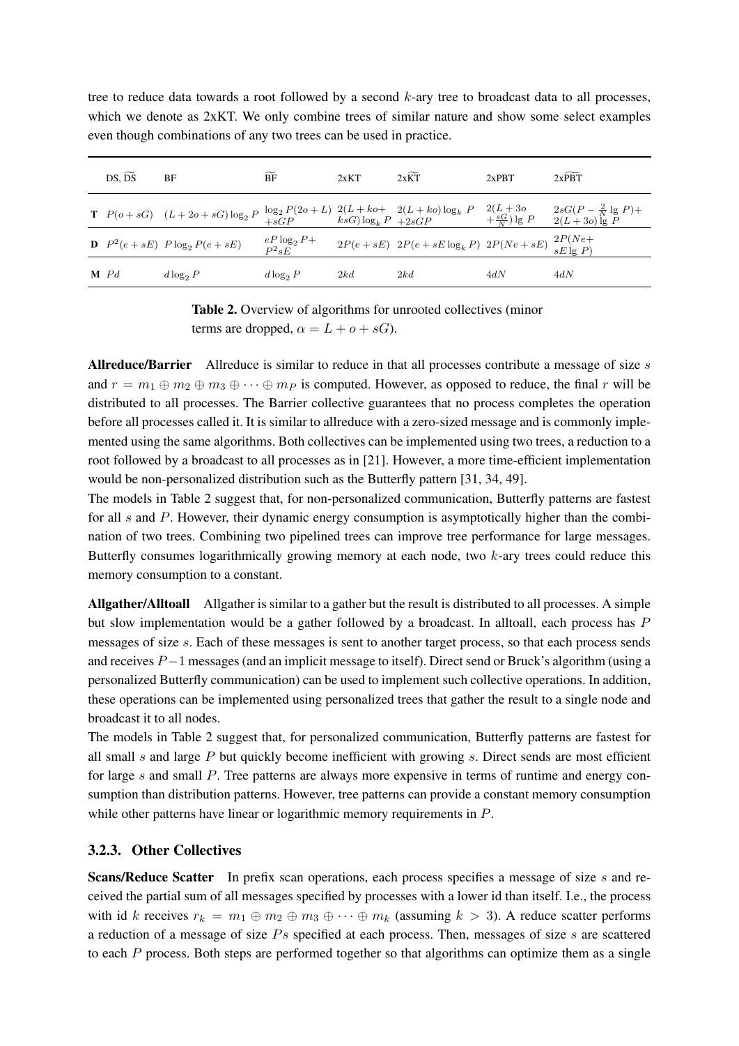tree to reduce data towards a root followed by a second $k$-ary tree to broadcast data to all processes, which we denote as 2xKT. We only combine trees of similar nature and show some select examples even though combinations of any two trees can be used in practice.

| | DS, $\widetilde{\text{DS}}$ | BF | $\widetilde{\text{BF}}$ | 2xKT | 2x$\widetilde{\text{KT}}$ | 2xPBT | 2x$\widetilde{\text{PBT}}$ |
|---|---|---|---|---|---|---|---|
| **T** | $P(o+sG)$ | $(L+2o+sG)\log_2 P$ | $\log_2 P(2o+L)$ $+sGP$ | $2(L+ko+$ $ksG)\log_k P$ | $2(L+ko)\log_k P$ $+2sGP$ | $2(L+3o$ $+\frac{sG}{N})\lg P$ | $2sG(P-\frac{2}{N}\lg P)+$ $2(L+3o)\lg P$ |
| **D** | $P^2(e+sE)$ | $P\log_2 P(e+sE)$ | $eP\log_2 P+$ $P^2 sE$ | $2P(e+sE)$ | $2P(e+sE\log_k P)$ | $2P(Ne+sE)$ | $2P(Ne+$ $sE\lg P)$ |
| **M** | $Pd$ | $d\log_2 P$ | $d\log_2 P$ | $2kd$ | $2kd$ | $4dN$ | $4dN$ |

**Table 2.** Overview of algorithms for unrooted collectives (minor terms are dropped, $\alpha = L+o+sG$).

**Allreduce/Barrier** Allreduce is similar to reduce in that all processes contribute a message of size $s$ and $r = m_1 \oplus m_2 \oplus m_3 \oplus \cdots \oplus m_P$ is computed. However, as opposed to reduce, the final $r$ will be distributed to all processes. The Barrier collective guarantees that no process completes the operation before all processes called it. It is similar to allreduce with a zero-sized message and is commonly implemented using the same algorithms. Both collectives can be implemented using two trees, a reduction to a root followed by a broadcast to all processes as in [21]. However, a more time-efficient implementation would be non-personalized distribution such as the Butterfly pattern [31, 34, 49].
The models in Table 2 suggest that, for non-personalized communication, Butterfly patterns are fastest for all $s$ and $P$. However, their dynamic energy consumption is asymptotically higher than the combination of two trees. Combining two pipelined trees can improve tree performance for large messages. Butterfly consumes logarithmically growing memory at each node, two $k$-ary trees could reduce this memory consumption to a constant.

**Allgather/Alltoall** Allgather is similar to a gather but the result is distributed to all processes. A simple but slow implementation would be a gather followed by a broadcast. In alltoall, each process has $P$ messages of size $s$. Each of these messages is sent to another target process, so that each process sends and receives $P-1$ messages (and an implicit message to itself). Direct send or Bruck's algorithm (using a personalized Butterfly communication) can be used to implement such collective operations. In addition, these operations can be implemented using personalized trees that gather the result to a single node and broadcast it to all nodes.
The models in Table 2 suggest that, for personalized communication, Butterfly patterns are fastest for all small $s$ and large $P$ but quickly become inefficient with growing $s$. Direct sends are most efficient for large $s$ and small $P$. Tree patterns are always more expensive in terms of runtime and energy consumption than distribution patterns. However, tree patterns can provide a constant memory consumption while other patterns have linear or logarithmic memory requirements in $P$.

### 3.2.3. Other Collectives

**Scans/Reduce Scatter** In prefix scan operations, each process specifies a message of size $s$ and received the partial sum of all messages specified by processes with a lower id than itself. I.e., the process with id $k$ receives $r_k = m_1 \oplus m_2 \oplus m_3 \oplus \cdots \oplus m_k$ (assuming $k > 3$). A reduce scatter performs a reduction of a message of size $Ps$ specified at each process. Then, messages of size $s$ are scattered to each $P$ process. Both steps are performed together so that algorithms can optimize them as a single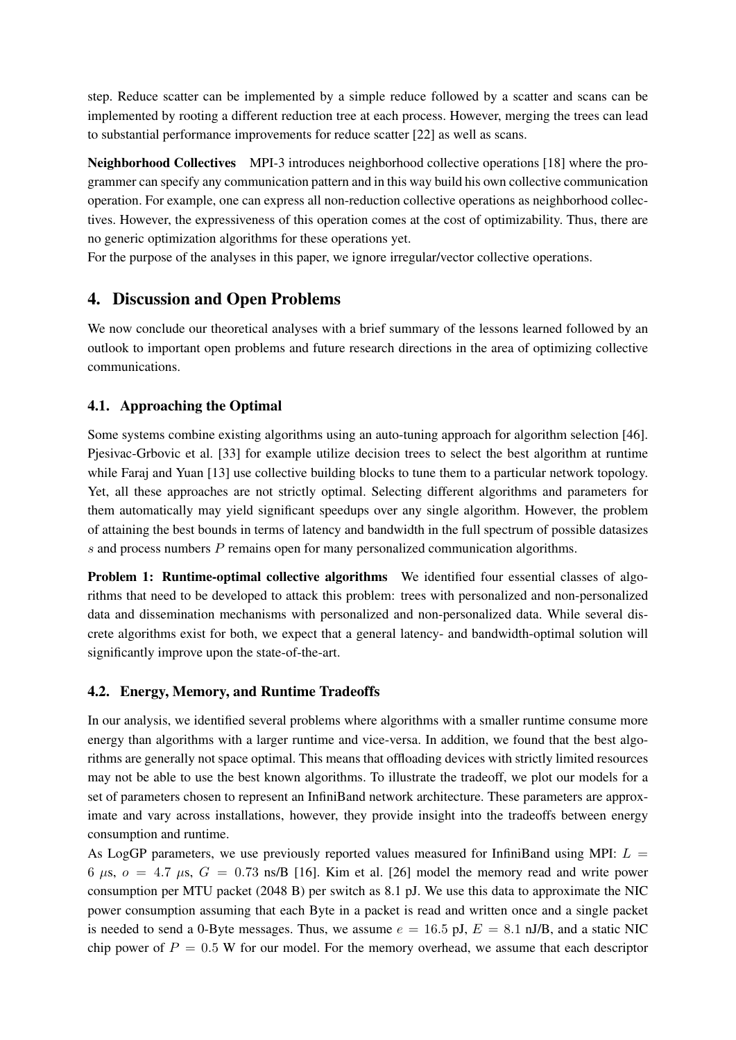step. Reduce scatter can be implemented by a simple reduce followed by a scatter and scans can be implemented by rooting a different reduction tree at each process. However, merging the trees can lead to substantial performance improvements for reduce scatter [22] as well as scans.

**Neighborhood Collectives** MPI-3 introduces neighborhood collective operations [18] where the programmer can specify any communication pattern and in this way build his own collective communication operation. For example, one can express all non-reduction collective operations as neighborhood collectives. However, the expressiveness of this operation comes at the cost of optimizability. Thus, there are no generic optimization algorithms for these operations yet.

For the purpose of the analyses in this paper, we ignore irregular/vector collective operations.

## 4. Discussion and Open Problems

We now conclude our theoretical analyses with a brief summary of the lessons learned followed by an outlook to important open problems and future research directions in the area of optimizing collective communications.

### 4.1. Approaching the Optimal

Some systems combine existing algorithms using an auto-tuning approach for algorithm selection [46]. Pjesivac-Grbovic et al. [33] for example utilize decision trees to select the best algorithm at runtime while Faraj and Yuan [13] use collective building blocks to tune them to a particular network topology. Yet, all these approaches are not strictly optimal. Selecting different algorithms and parameters for them automatically may yield significant speedups over any single algorithm. However, the problem of attaining the best bounds in terms of latency and bandwidth in the full spectrum of possible datasizes $s$ and process numbers $P$ remains open for many personalized communication algorithms.

**Problem 1: Runtime-optimal collective algorithms** We identified four essential classes of algorithms that need to be developed to attack this problem: trees with personalized and non-personalized data and dissemination mechanisms with personalized and non-personalized data. While several discrete algorithms exist for both, we expect that a general latency- and bandwidth-optimal solution will significantly improve upon the state-of-the-art.

### 4.2. Energy, Memory, and Runtime Tradeoffs

In our analysis, we identified several problems where algorithms with a smaller runtime consume more energy than algorithms with a larger runtime and vice-versa. In addition, we found that the best algorithms are generally not space optimal. This means that offloading devices with strictly limited resources may not be able to use the best known algorithms. To illustrate the tradeoff, we plot our models for a set of parameters chosen to represent an InfiniBand network architecture. These parameters are approximate and vary across installations, however, they provide insight into the tradeoffs between energy consumption and runtime.

As LogGP parameters, we use previously reported values measured for InfiniBand using MPI: $L = 6\ \mu$s, $o = 4.7\ \mu$s, $G = 0.73$ ns/B [16]. Kim et al. [26] model the memory read and write power consumption per MTU packet (2048 B) per switch as 8.1 pJ. We use this data to approximate the NIC power consumption assuming that each Byte in a packet is read and written once and a single packet is needed to send a 0-Byte messages. Thus, we assume $e = 16.5$ pJ, $E = 8.1$ nJ/B, and a static NIC chip power of $P = 0.5$ W for our model. For the memory overhead, we assume that each descriptor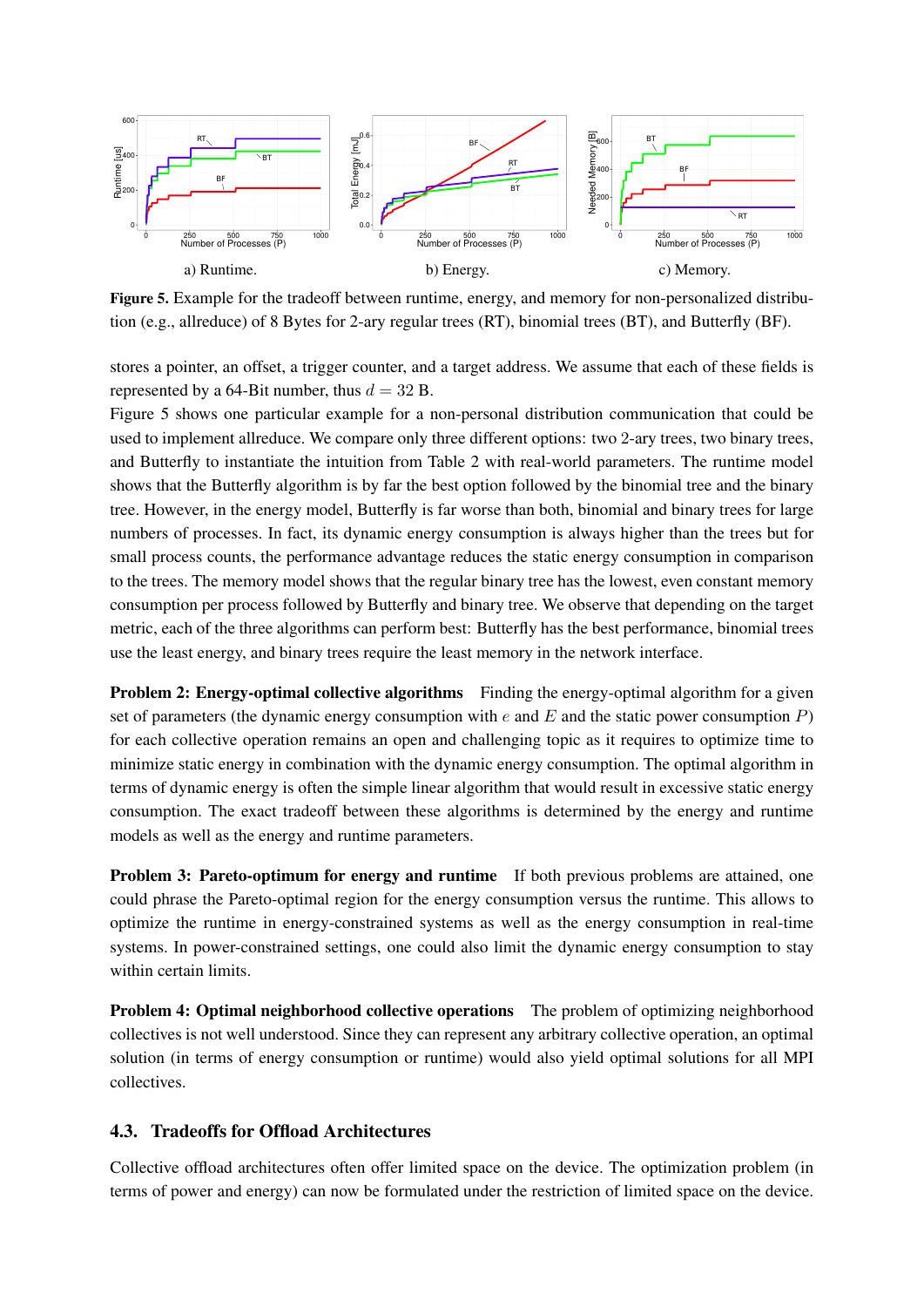a) Runtime. b) Energy. c) Memory.

**Figure 5.** Example for the tradeoff between runtime, energy, and memory for non-personalized distribution (e.g., allreduce) of 8 Bytes for 2-ary regular trees (RT), binomial trees (BT), and Butterfly (BF).

stores a pointer, an offset, a trigger counter, and a target address. We assume that each of these fields is represented by a 64-Bit number, thus $d = 32$ B.

Figure 5 shows one particular example for a non-personal distribution communication that could be used to implement allreduce. We compare only three different options: two 2-ary trees, two binary trees, and Butterfly to instantiate the intuition from Table 2 with real-world parameters. The runtime model shows that the Butterfly algorithm is by far the best option followed by the binomial tree and the binary tree. However, in the energy model, Butterfly is far worse than both, binomial and binary trees for large numbers of processes. In fact, its dynamic energy consumption is always higher than the trees but for small process counts, the performance advantage reduces the static energy consumption in comparison to the trees. The memory model shows that the regular binary tree has the lowest, even constant memory consumption per process followed by Butterfly and binary tree. We observe that depending on the target metric, each of the three algorithms can perform best: Butterfly has the best performance, binomial trees use the least energy, and binary trees require the least memory in the network interface.

**Problem 2: Energy-optimal collective algorithms** Finding the energy-optimal algorithm for a given set of parameters (the dynamic energy consumption with $e$ and $E$ and the static power consumption $P$) for each collective operation remains an open and challenging topic as it requires to optimize time to minimize static energy in combination with the dynamic energy consumption. The optimal algorithm in terms of dynamic energy is often the simple linear algorithm that would result in excessive static energy consumption. The exact tradeoff between these algorithms is determined by the energy and runtime models as well as the energy and runtime parameters.

**Problem 3: Pareto-optimum for energy and runtime** If both previous problems are attained, one could phrase the Pareto-optimal region for the energy consumption versus the runtime. This allows to optimize the runtime in energy-constrained systems as well as the energy consumption in real-time systems. In power-constrained settings, one could also limit the dynamic energy consumption to stay within certain limits.

**Problem 4: Optimal neighborhood collective operations** The problem of optimizing neighborhood collectives is not well understood. Since they can represent any arbitrary collective operation, an optimal solution (in terms of energy consumption or runtime) would also yield optimal solutions for all MPI collectives.

### 4.3. Tradeoffs for Offload Architectures

Collective offload architectures often offer limited space on the device. The optimization problem (in terms of power and energy) can now be formulated under the restriction of limited space on the device.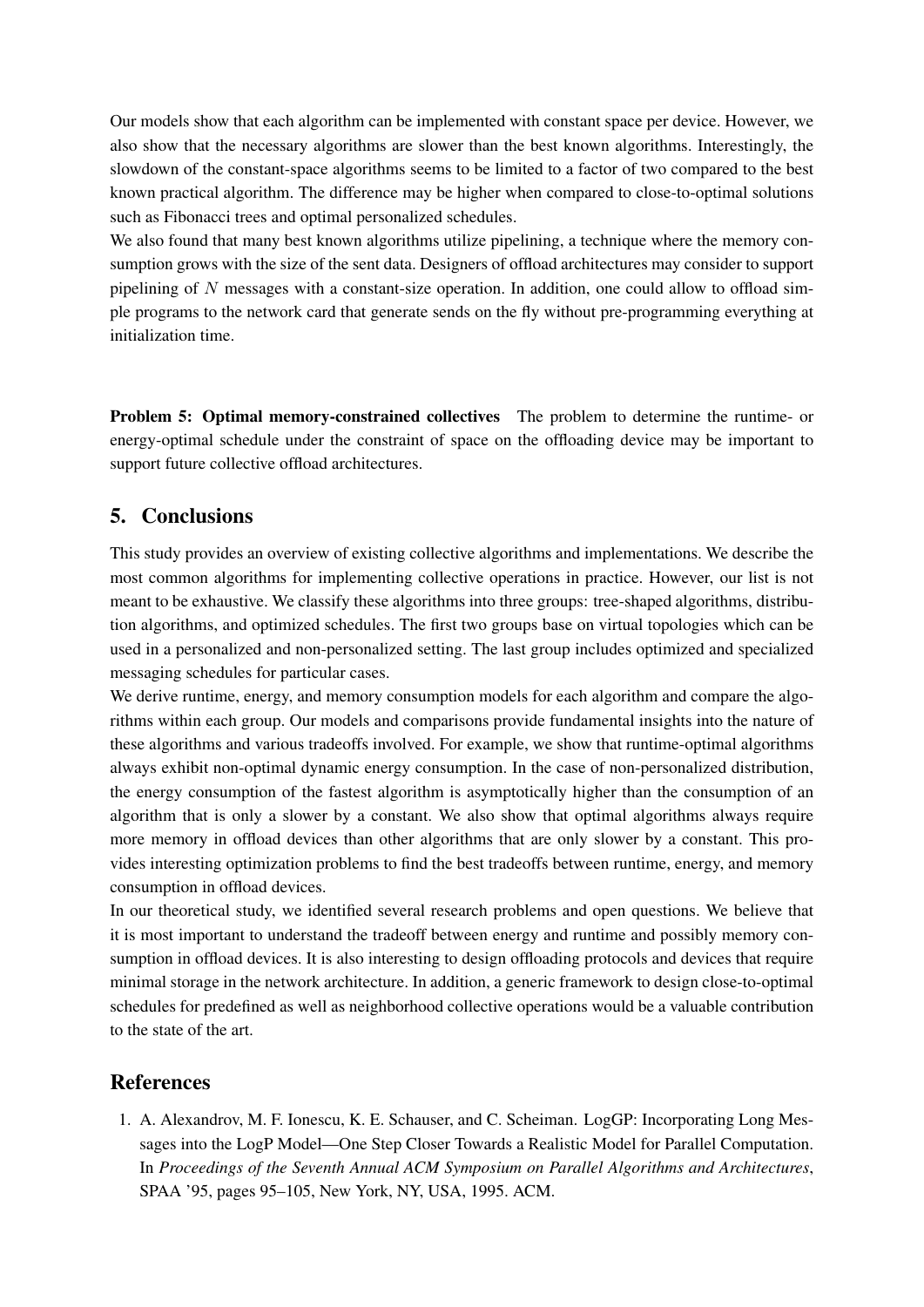Our models show that each algorithm can be implemented with constant space per device. However, we also show that the necessary algorithms are slower than the best known algorithms. Interestingly, the slowdown of the constant-space algorithms seems to be limited to a factor of two compared to the best known practical algorithm. The difference may be higher when compared to close-to-optimal solutions such as Fibonacci trees and optimal personalized schedules.

We also found that many best known algorithms utilize pipelining, a technique where the memory consumption grows with the size of the sent data. Designers of offload architectures may consider to support pipelining of $N$ messages with a constant-size operation. In addition, one could allow to offload simple programs to the network card that generate sends on the fly without pre-programming everything at initialization time.

**Problem 5: Optimal memory-constrained collectives** The problem to determine the runtime- or energy-optimal schedule under the constraint of space on the offloading device may be important to support future collective offload architectures.

## 5. Conclusions

This study provides an overview of existing collective algorithms and implementations. We describe the most common algorithms for implementing collective operations in practice. However, our list is not meant to be exhaustive. We classify these algorithms into three groups: tree-shaped algorithms, distribution algorithms, and optimized schedules. The first two groups base on virtual topologies which can be used in a personalized and non-personalized setting. The last group includes optimized and specialized messaging schedules for particular cases.

We derive runtime, energy, and memory consumption models for each algorithm and compare the algorithms within each group. Our models and comparisons provide fundamental insights into the nature of these algorithms and various tradeoffs involved. For example, we show that runtime-optimal algorithms always exhibit non-optimal dynamic energy consumption. In the case of non-personalized distribution, the energy consumption of the fastest algorithm is asymptotically higher than the consumption of an algorithm that is only a slower by a constant. We also show that optimal algorithms always require more memory in offload devices than other algorithms that are only slower by a constant. This provides interesting optimization problems to find the best tradeoffs between runtime, energy, and memory consumption in offload devices.

In our theoretical study, we identified several research problems and open questions. We believe that it is most important to understand the tradeoff between energy and runtime and possibly memory consumption in offload devices. It is also interesting to design offloading protocols and devices that require minimal storage in the network architecture. In addition, a generic framework to design close-to-optimal schedules for predefined as well as neighborhood collective operations would be a valuable contribution to the state of the art.

## References

1. A. Alexandrov, M. F. Ionescu, K. E. Schauser, and C. Scheiman. LogGP: Incorporating Long Messages into the LogP Model—One Step Closer Towards a Realistic Model for Parallel Computation. In *Proceedings of the Seventh Annual ACM Symposium on Parallel Algorithms and Architectures*, SPAA '95, pages 95–105, New York, NY, USA, 1995. ACM.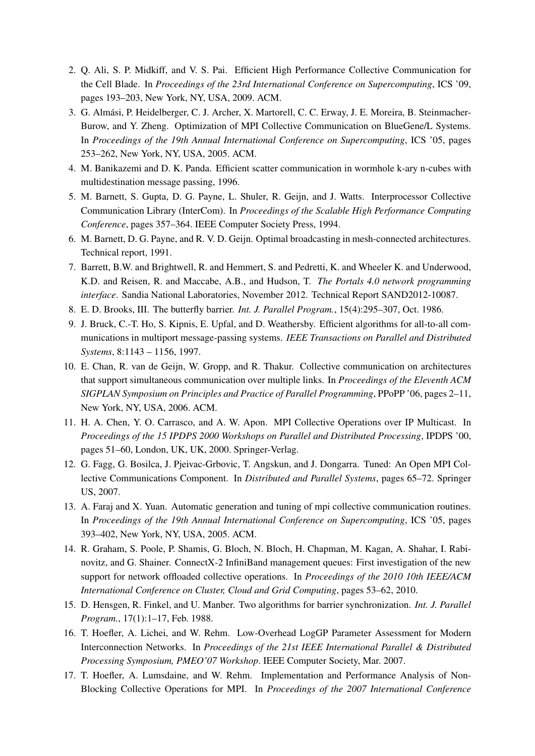2. Q. Ali, S. P. Midkiff, and V. S. Pai. Efficient High Performance Collective Communication for the Cell Blade. In *Proceedings of the 23rd International Conference on Supercomputing*, ICS '09, pages 193–203, New York, NY, USA, 2009. ACM.
3. G. Almási, P. Heidelberger, C. J. Archer, X. Martorell, C. C. Erway, J. E. Moreira, B. Steinmacher-Burow, and Y. Zheng. Optimization of MPI Collective Communication on BlueGene/L Systems. In *Proceedings of the 19th Annual International Conference on Supercomputing*, ICS '05, pages 253–262, New York, NY, USA, 2005. ACM.
4. M. Banikazemi and D. K. Panda. Efficient scatter communication in wormhole k-ary n-cubes with multidestination message passing, 1996.
5. M. Barnett, S. Gupta, D. G. Payne, L. Shuler, R. Geijn, and J. Watts. Interprocessor Collective Communication Library (InterCom). In *Proceedings of the Scalable High Performance Computing Conference*, pages 357–364. IEEE Computer Society Press, 1994.
6. M. Barnett, D. G. Payne, and R. V. D. Geijn. Optimal broadcasting in mesh-connected architectures. Technical report, 1991.
7. Barrett, B.W. and Brightwell, R. and Hemmert, S. and Pedretti, K. and Wheeler K. and Underwood, K.D. and Reisen, R. and Maccabe, A.B., and Hudson, T. *The Portals 4.0 network programming interface*. Sandia National Laboratories, November 2012. Technical Report SAND2012-10087.
8. E. D. Brooks, III. The butterfly barrier. *Int. J. Parallel Program.*, 15(4):295–307, Oct. 1986.
9. J. Bruck, C.-T. Ho, S. Kipnis, E. Upfal, and D. Weathersby. Efficient algorithms for all-to-all communications in multiport message-passing systems. *IEEE Transactions on Parallel and Distributed Systems*, 8:1143 – 1156, 1997.
10. E. Chan, R. van de Geijn, W. Gropp, and R. Thakur. Collective communication on architectures that support simultaneous communication over multiple links. In *Proceedings of the Eleventh ACM SIGPLAN Symposium on Principles and Practice of Parallel Programming*, PPoPP '06, pages 2–11, New York, NY, USA, 2006. ACM.
11. H. A. Chen, Y. O. Carrasco, and A. W. Apon. MPI Collective Operations over IP Multicast. In *Proceedings of the 15 IPDPS 2000 Workshops on Parallel and Distributed Processing*, IPDPS '00, pages 51–60, London, UK, UK, 2000. Springer-Verlag.
12. G. Fagg, G. Bosilca, J. Pjeivac-Grbovic, T. Angskun, and J. Dongarra. Tuned: An Open MPI Collective Communications Component. In *Distributed and Parallel Systems*, pages 65–72. Springer US, 2007.
13. A. Faraj and X. Yuan. Automatic generation and tuning of mpi collective communication routines. In *Proceedings of the 19th Annual International Conference on Supercomputing*, ICS '05, pages 393–402, New York, NY, USA, 2005. ACM.
14. R. Graham, S. Poole, P. Shamis, G. Bloch, N. Bloch, H. Chapman, M. Kagan, A. Shahar, I. Rabinovitz, and G. Shainer. ConnectX-2 InfiniBand management queues: First investigation of the new support for network offloaded collective operations. In *Proceedings of the 2010 10th IEEE/ACM International Conference on Cluster, Cloud and Grid Computing*, pages 53–62, 2010.
15. D. Hensgen, R. Finkel, and U. Manber. Two algorithms for barrier synchronization. *Int. J. Parallel Program.*, 17(1):1–17, Feb. 1988.
16. T. Hoefler, A. Lichei, and W. Rehm. Low-Overhead LogGP Parameter Assessment for Modern Interconnection Networks. In *Proceedings of the 21st IEEE International Parallel & Distributed Processing Symposium, PMEO'07 Workshop*. IEEE Computer Society, Mar. 2007.
17. T. Hoefler, A. Lumsdaine, and W. Rehm. Implementation and Performance Analysis of Non-Blocking Collective Operations for MPI. In *Proceedings of the 2007 International Conference*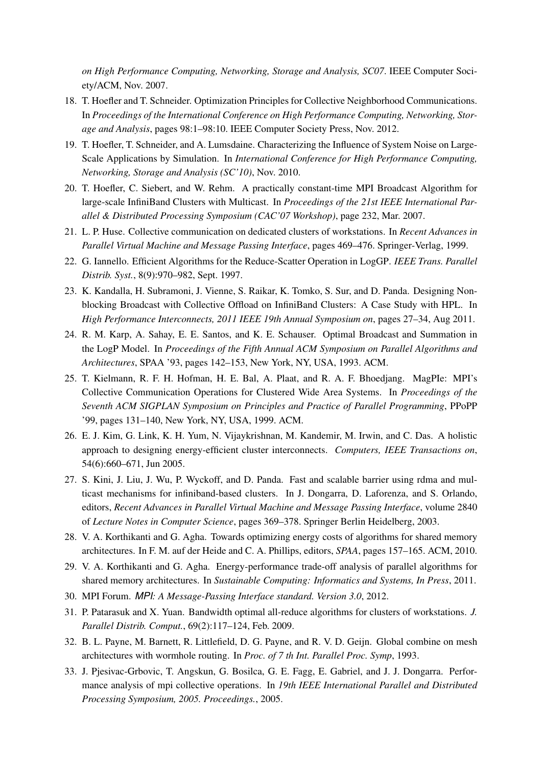*on High Performance Computing, Networking, Storage and Analysis, SC07*. IEEE Computer Society/ACM, Nov. 2007.

18. T. Hoefler and T. Schneider. Optimization Principles for Collective Neighborhood Communications. In *Proceedings of the International Conference on High Performance Computing, Networking, Storage and Analysis*, pages 98:1–98:10. IEEE Computer Society Press, Nov. 2012.
19. T. Hoefler, T. Schneider, and A. Lumsdaine. Characterizing the Influence of System Noise on Large-Scale Applications by Simulation. In *International Conference for High Performance Computing, Networking, Storage and Analysis (SC'10)*, Nov. 2010.
20. T. Hoefler, C. Siebert, and W. Rehm. A practically constant-time MPI Broadcast Algorithm for large-scale InfiniBand Clusters with Multicast. In *Proceedings of the 21st IEEE International Parallel & Distributed Processing Symposium (CAC'07 Workshop)*, page 232, Mar. 2007.
21. L. P. Huse. Collective communication on dedicated clusters of workstations. In *Recent Advances in Parallel Virtual Machine and Message Passing Interface*, pages 469–476. Springer-Verlag, 1999.
22. G. Iannello. Efficient Algorithms for the Reduce-Scatter Operation in LogGP. *IEEE Trans. Parallel Distrib. Syst.*, 8(9):970–982, Sept. 1997.
23. K. Kandalla, H. Subramoni, J. Vienne, S. Raikar, K. Tomko, S. Sur, and D. Panda. Designing Non-blocking Broadcast with Collective Offload on InfiniBand Clusters: A Case Study with HPL. In *High Performance Interconnects, 2011 IEEE 19th Annual Symposium on*, pages 27–34, Aug 2011.
24. R. M. Karp, A. Sahay, E. E. Santos, and K. E. Schauser. Optimal Broadcast and Summation in the LogP Model. In *Proceedings of the Fifth Annual ACM Symposium on Parallel Algorithms and Architectures*, SPAA '93, pages 142–153, New York, NY, USA, 1993. ACM.
25. T. Kielmann, R. F. H. Hofman, H. E. Bal, A. Plaat, and R. A. F. Bhoedjang. MagPIe: MPI's Collective Communication Operations for Clustered Wide Area Systems. In *Proceedings of the Seventh ACM SIGPLAN Symposium on Principles and Practice of Parallel Programming*, PPoPP '99, pages 131–140, New York, NY, USA, 1999. ACM.
26. E. J. Kim, G. Link, K. H. Yum, N. Vijaykrishnan, M. Kandemir, M. Irwin, and C. Das. A holistic approach to designing energy-efficient cluster interconnects. *Computers, IEEE Transactions on*, 54(6):660–671, Jun 2005.
27. S. Kini, J. Liu, J. Wu, P. Wyckoff, and D. Panda. Fast and scalable barrier using rdma and multicast mechanisms for infiniband-based clusters. In J. Dongarra, D. Laforenza, and S. Orlando, editors, *Recent Advances in Parallel Virtual Machine and Message Passing Interface*, volume 2840 of *Lecture Notes in Computer Science*, pages 369–378. Springer Berlin Heidelberg, 2003.
28. V. A. Korthikanti and G. Agha. Towards optimizing energy costs of algorithms for shared memory architectures. In F. M. auf der Heide and C. A. Phillips, editors, *SPAA*, pages 157–165. ACM, 2010.
29. V. A. Korthikanti and G. Agha. Energy-performance trade-off analysis of parallel algorithms for shared memory architectures. In *Sustainable Computing: Informatics and Systems, In Press*, 2011.
30. MPI Forum. *MPI: A Message-Passing Interface standard. Version 3.0*, 2012.
31. P. Patarasuk and X. Yuan. Bandwidth optimal all-reduce algorithms for clusters of workstations. *J. Parallel Distrib. Comput.*, 69(2):117–124, Feb. 2009.
32. B. L. Payne, M. Barnett, R. Littlefield, D. G. Payne, and R. V. D. Geijn. Global combine on mesh architectures with wormhole routing. In *Proc. of 7 th Int. Parallel Proc. Symp*, 1993.
33. J. Pjesivac-Grbovic, T. Angskun, G. Bosilca, G. E. Fagg, E. Gabriel, and J. J. Dongarra. Performance analysis of mpi collective operations. In *19th IEEE International Parallel and Distributed Processing Symposium, 2005. Proceedings.*, 2005.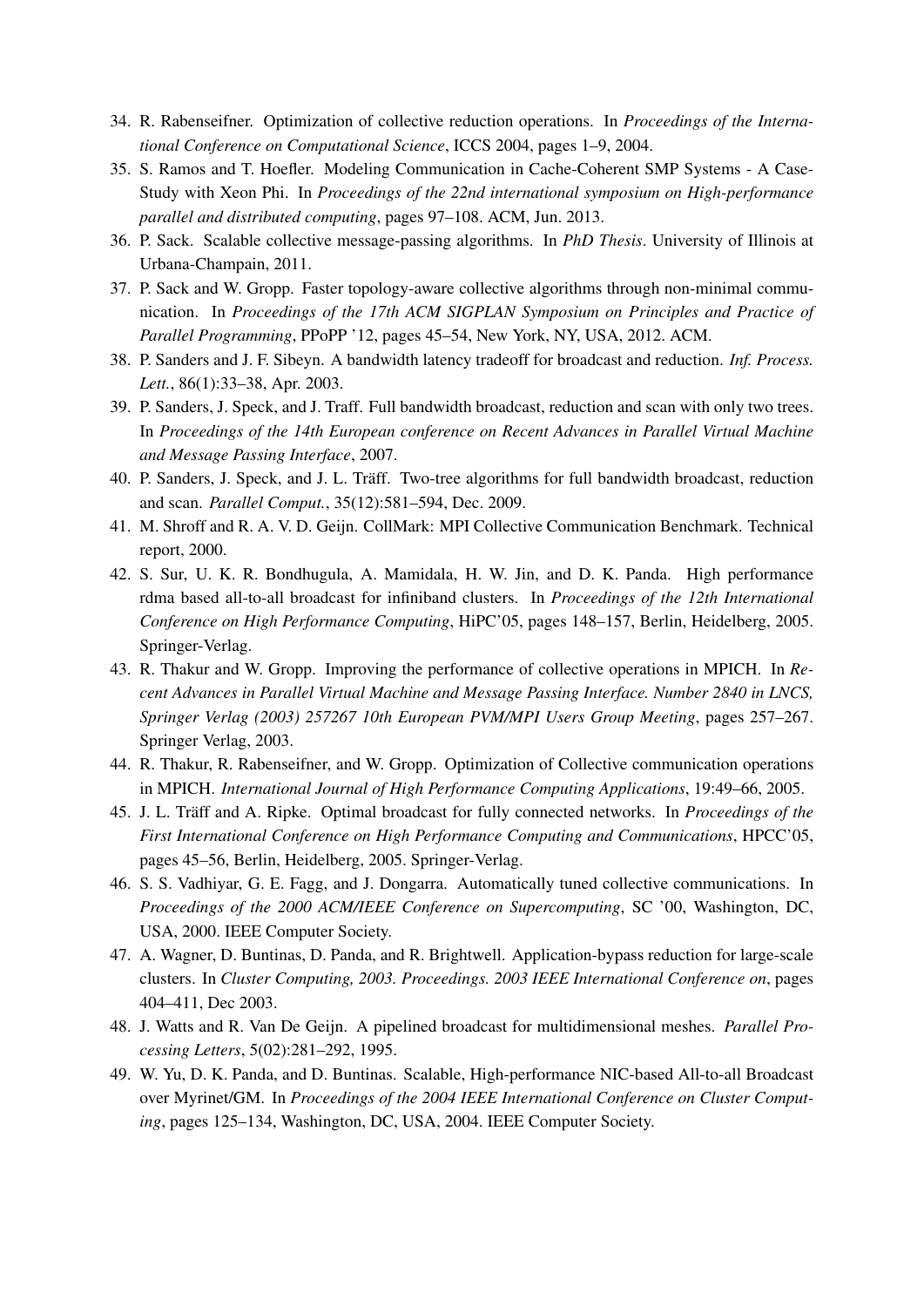34. R. Rabenseifner. Optimization of collective reduction operations. In *Proceedings of the International Conference on Computational Science*, ICCS 2004, pages 1–9, 2004.
35. S. Ramos and T. Hoefler. Modeling Communication in Cache-Coherent SMP Systems - A Case-Study with Xeon Phi. In *Proceedings of the 22nd international symposium on High-performance parallel and distributed computing*, pages 97–108. ACM, Jun. 2013.
36. P. Sack. Scalable collective message-passing algorithms. In *PhD Thesis*. University of Illinois at Urbana-Champain, 2011.
37. P. Sack and W. Gropp. Faster topology-aware collective algorithms through non-minimal communication. In *Proceedings of the 17th ACM SIGPLAN Symposium on Principles and Practice of Parallel Programming*, PPoPP '12, pages 45–54, New York, NY, USA, 2012. ACM.
38. P. Sanders and J. F. Sibeyn. A bandwidth latency tradeoff for broadcast and reduction. *Inf. Process. Lett.*, 86(1):33–38, Apr. 2003.
39. P. Sanders, J. Speck, and J. Traff. Full bandwidth broadcast, reduction and scan with only two trees. In *Proceedings of the 14th European conference on Recent Advances in Parallel Virtual Machine and Message Passing Interface*, 2007.
40. P. Sanders, J. Speck, and J. L. Träff. Two-tree algorithms for full bandwidth broadcast, reduction and scan. *Parallel Comput.*, 35(12):581–594, Dec. 2009.
41. M. Shroff and R. A. V. D. Geijn. CollMark: MPI Collective Communication Benchmark. Technical report, 2000.
42. S. Sur, U. K. R. Bondhugula, A. Mamidala, H. W. Jin, and D. K. Panda. High performance rdma based all-to-all broadcast for infiniband clusters. In *Proceedings of the 12th International Conference on High Performance Computing*, HiPC'05, pages 148–157, Berlin, Heidelberg, 2005. Springer-Verlag.
43. R. Thakur and W. Gropp. Improving the performance of collective operations in MPICH. In *Recent Advances in Parallel Virtual Machine and Message Passing Interface. Number 2840 in LNCS, Springer Verlag (2003) 257267 10th European PVM/MPI Users Group Meeting*, pages 257–267. Springer Verlag, 2003.
44. R. Thakur, R. Rabenseifner, and W. Gropp. Optimization of Collective communication operations in MPICH. *International Journal of High Performance Computing Applications*, 19:49–66, 2005.
45. J. L. Träff and A. Ripke. Optimal broadcast for fully connected networks. In *Proceedings of the First International Conference on High Performance Computing and Communications*, HPCC'05, pages 45–56, Berlin, Heidelberg, 2005. Springer-Verlag.
46. S. S. Vadhiyar, G. E. Fagg, and J. Dongarra. Automatically tuned collective communications. In *Proceedings of the 2000 ACM/IEEE Conference on Supercomputing*, SC '00, Washington, DC, USA, 2000. IEEE Computer Society.
47. A. Wagner, D. Buntinas, D. Panda, and R. Brightwell. Application-bypass reduction for large-scale clusters. In *Cluster Computing, 2003. Proceedings. 2003 IEEE International Conference on*, pages 404–411, Dec 2003.
48. J. Watts and R. Van De Geijn. A pipelined broadcast for multidimensional meshes. *Parallel Processing Letters*, 5(02):281–292, 1995.
49. W. Yu, D. K. Panda, and D. Buntinas. Scalable, High-performance NIC-based All-to-all Broadcast over Myrinet/GM. In *Proceedings of the 2004 IEEE International Conference on Cluster Computing*, pages 125–134, Washington, DC, USA, 2004. IEEE Computer Society.